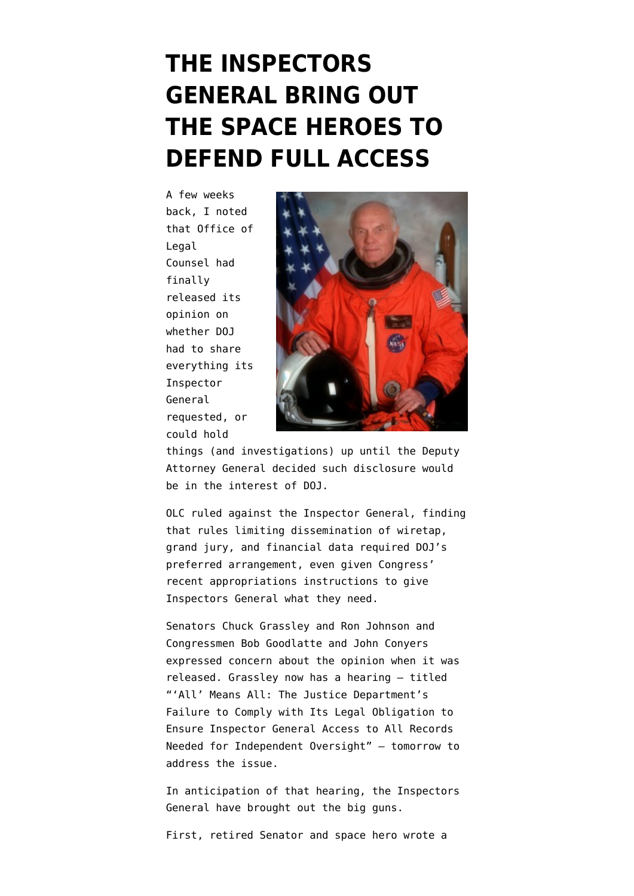# THE INSPECTORS GENERAL BRING OUT THE SPACE HEROES TO DEFEND FULL ACCESS

A few weeks back, I noted that Office of Legal Counsel had finally released its opinion on whether DOJ had to share everything its Inspector General requested, or could hold things (and investigations) up until the Deputy Attorney General decided such disclosure would be in the interest of DOJ.

OLC ruled against the Inspector General, finding that rules limiting dissemination of wiretap, grand jury, and financial data required DOJ's preferred arrangement, even given Congress' recent appropriations instructions to give Inspectors General what they need.

Senators Chuck Grassley and Ron Johnson and Congressmen Bob Goodlatte and John Conyers expressed concern about the opinion when it was released. Grassley now has a hearing — titled "'All' Means All: The Justice Department's Failure to Comply with Its Legal Obligation to Ensure Inspector General Access to All Records Needed for Independent Oversight" — tomorrow to address the issue.

In anticipation of that hearing, the Inspectors General have brought out the big guns.

First, retired Senator and space hero wrote a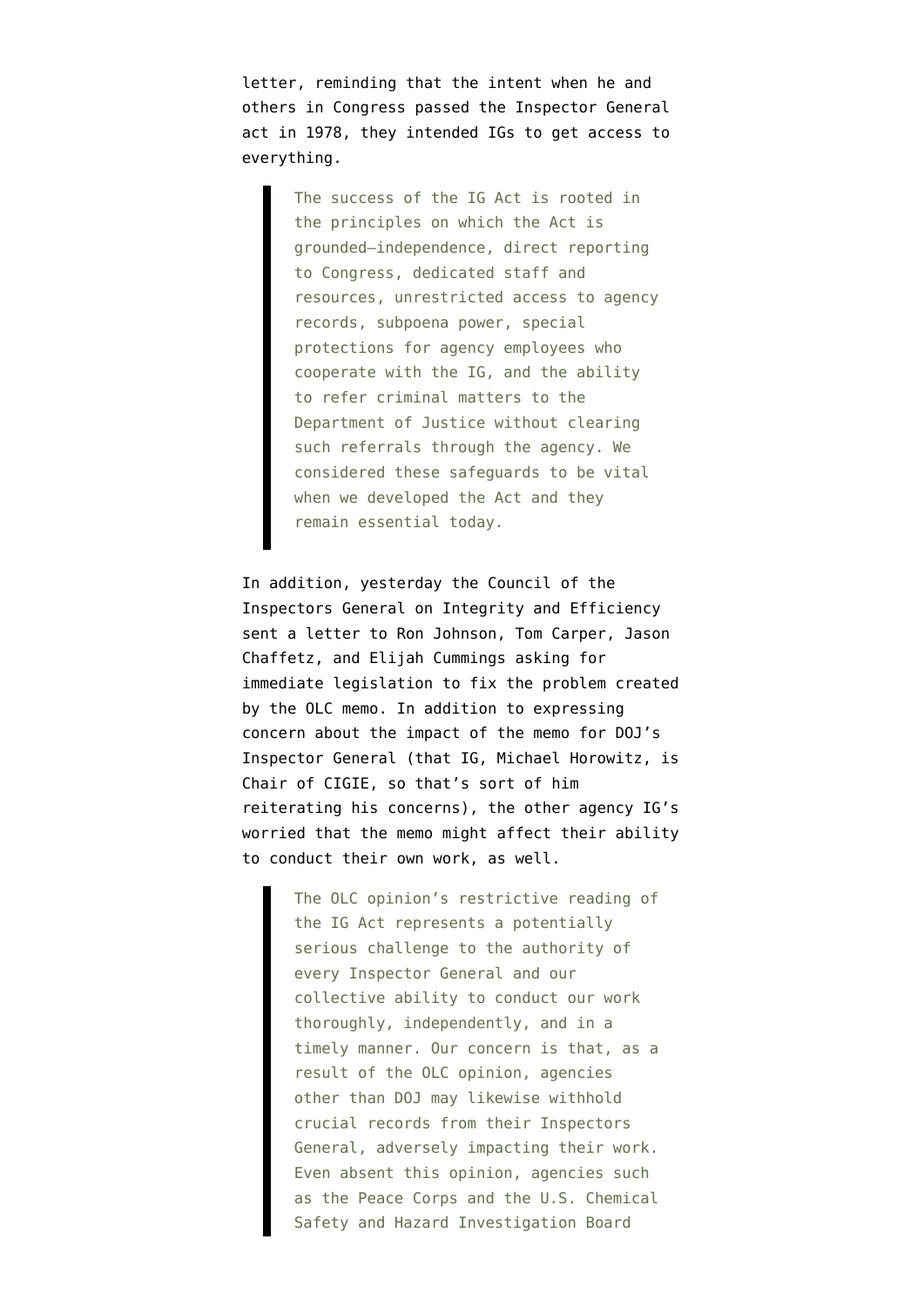letter, reminding that the intent when he and others in Congress passed the Inspector General act in 1978, they intended IGs to get access to everything.

> The success of the IG Act is rooted in the principles on which the Act is grounded—independence, direct reporting to Congress, dedicated staff and resources, unrestricted access to agency records, subpoena power, special protections for agency employees who cooperate with the IG, and the ability to refer criminal matters to the Department of Justice without clearing such referrals through the agency. We considered these safeguards to be vital when we developed the Act and they remain essential today.

In addition, yesterday the Council of the Inspectors General on Integrity and Efficiency sent a letter to Ron Johnson, Tom Carper, Jason Chaffetz, and Elijah Cummings asking for immediate legislation to fix the problem created by the OLC memo. In addition to expressing concern about the impact of the memo for DOJ's Inspector General (that IG, Michael Horowitz, is Chair of CIGIE, so that's sort of him reiterating his concerns), the other agency IG's worried that the memo might affect their ability to conduct their own work, as well.

> The OLC opinion's restrictive reading of the IG Act represents a potentially serious challenge to the authority of every Inspector General and our collective ability to conduct our work thoroughly, independently, and in a timely manner. Our concern is that, as a result of the OLC opinion, agencies other than DOJ may likewise withhold crucial records from their Inspectors General, adversely impacting their work. Even absent this opinion, agencies such as the Peace Corps and the U.S. Chemical Safety and Hazard Investigation Board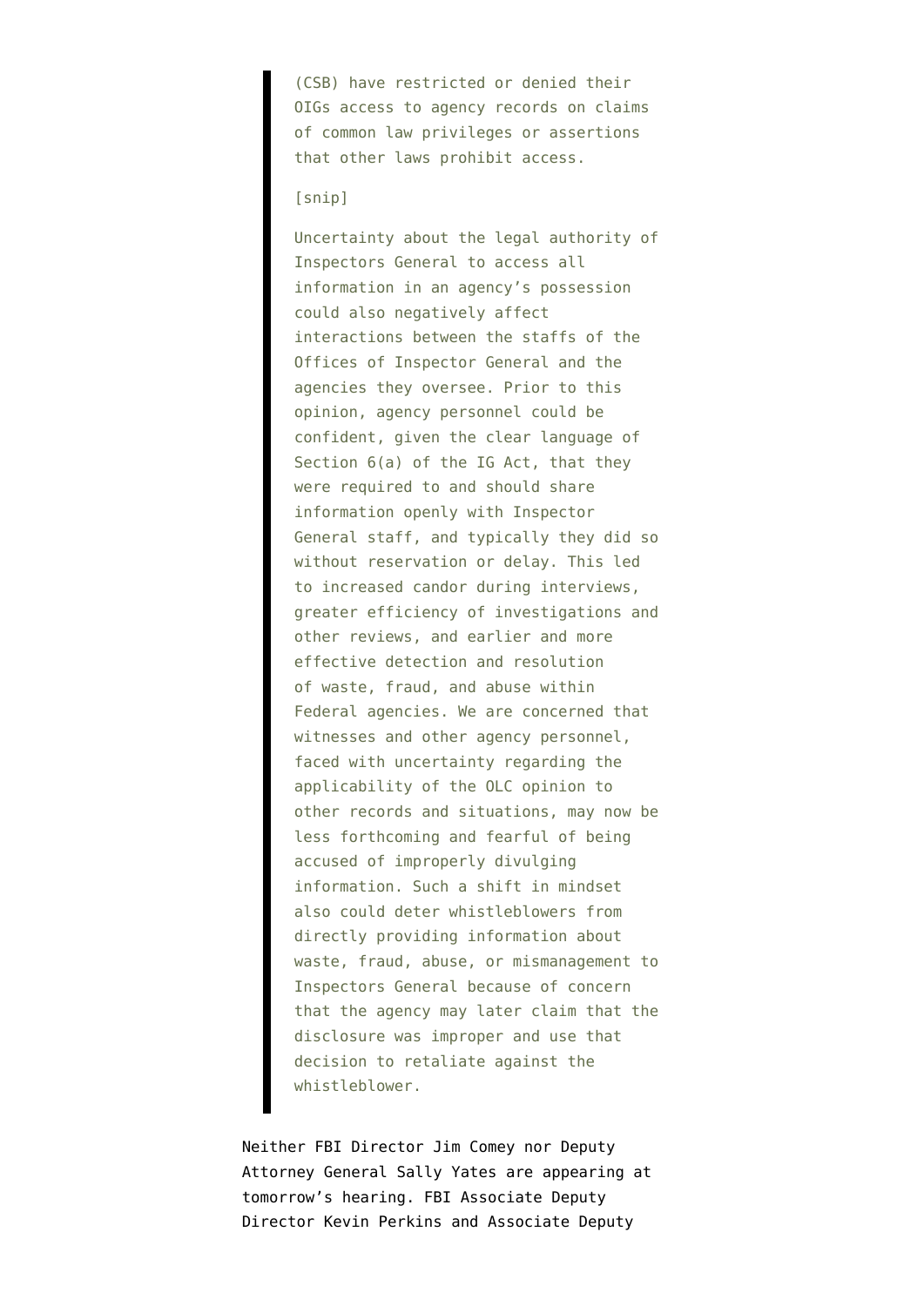> (CSB) have restricted or denied their OIGs access to agency records on claims of common law privileges or assertions that other laws prohibit access.
>
> [snip]
>
> Uncertainty about the legal authority of Inspectors General to access all information in an agency's possession could also negatively affect interactions between the staffs of the Offices of Inspector General and the agencies they oversee. Prior to this opinion, agency personnel could be confident, given the clear language of Section 6(a) of the IG Act, that they were required to and should share information openly with Inspector General staff, and typically they did so without reservation or delay. This led to increased candor during interviews, greater efficiency of investigations and other reviews, and earlier and more effective detection and resolution of waste, fraud, and abuse within Federal agencies. We are concerned that witnesses and other agency personnel, faced with uncertainty regarding the applicability of the OLC opinion to other records and situations, may now be less forthcoming and fearful of being accused of improperly divulging information. Such a shift in mindset also could deter whistleblowers from directly providing information about waste, fraud, abuse, or mismanagement to Inspectors General because of concern that the agency may later claim that the disclosure was improper and use that decision to retaliate against the whistleblower.

Neither FBI Director Jim Comey nor Deputy Attorney General Sally Yates are appearing at tomorrow's hearing. FBI Associate Deputy Director Kevin Perkins and Associate Deputy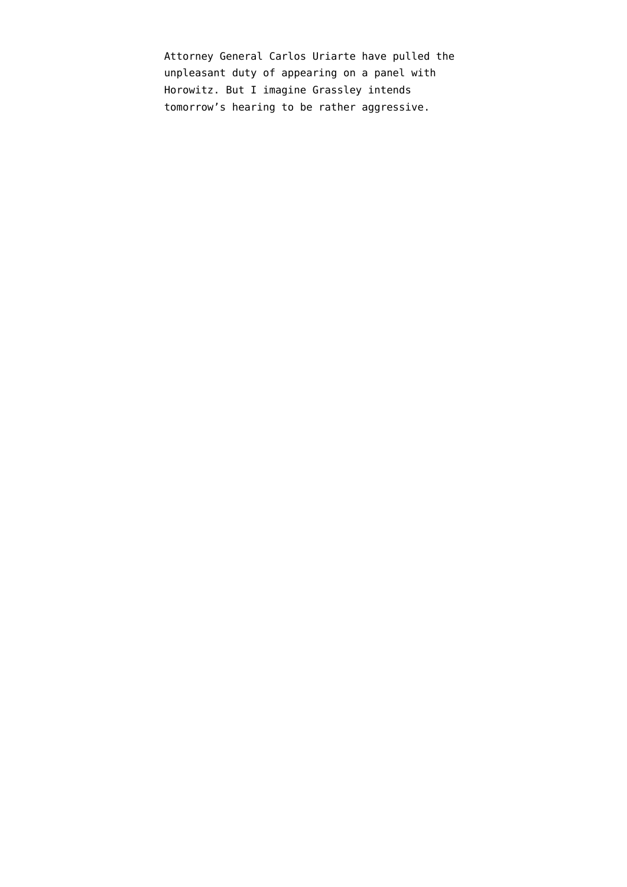Attorney General Carlos Uriarte have pulled the unpleasant duty of appearing on a panel with Horowitz. But I imagine Grassley intends tomorrow’s hearing to be rather aggressive.